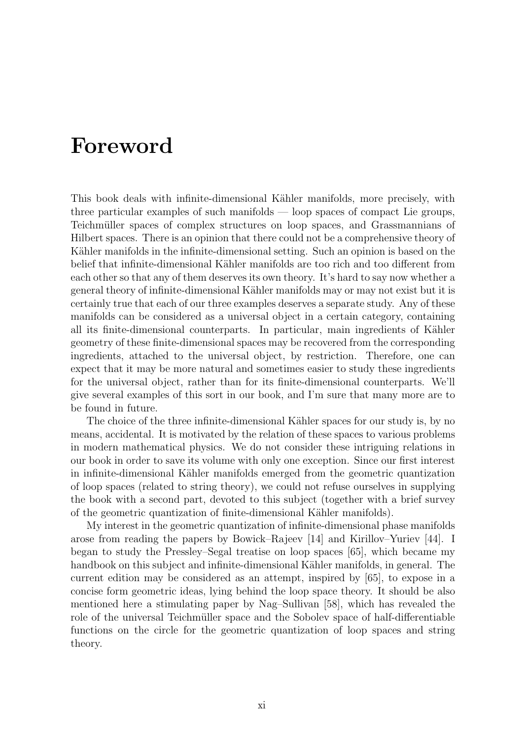# Foreword

This book deals with infinite-dimensional Kähler manifolds, more precisely, with three particular examples of such manifolds — loop spaces of compact Lie groups, Teichmüller spaces of complex structures on loop spaces, and Grassmannians of Hilbert spaces. There is an opinion that there could not be a comprehensive theory of Kähler manifolds in the infinite-dimensional setting. Such an opinion is based on the belief that infinite-dimensional Kähler manifolds are too rich and too different from each other so that any of them deserves its own theory. It's hard to say now whether a general theory of infinite-dimensional Kähler manifolds may or may not exist but it is certainly true that each of our three examples deserves a separate study. Any of these manifolds can be considered as a universal object in a certain category, containing all its finite-dimensional counterparts. In particular, main ingredients of Kähler geometry of these finite-dimensional spaces may be recovered from the corresponding ingredients, attached to the universal object, by restriction. Therefore, one can expect that it may be more natural and sometimes easier to study these ingredients for the universal object, rather than for its finite-dimensional counterparts. We'll give several examples of this sort in our book, and I'm sure that many more are to be found in future.

The choice of the three infinite-dimensional Kähler spaces for our study is, by no means, accidental. It is motivated by the relation of these spaces to various problems in modern mathematical physics. We do not consider these intriguing relations in our book in order to save its volume with only one exception. Since our first interest in infinite-dimensional Kähler manifolds emerged from the geometric quantization of loop spaces (related to string theory), we could not refuse ourselves in supplying the book with a second part, devoted to this subject (together with a brief survey of the geometric quantization of finite-dimensional Kähler manifolds).

My interest in the geometric quantization of infinite-dimensional phase manifolds arose from reading the papers by Bowick–Rajeev [14] and Kirillov–Yuriev [44]. I began to study the Pressley–Segal treatise on loop spaces [65], which became my handbook on this subject and infinite-dimensional Kähler manifolds, in general. The current edition may be considered as an attempt, inspired by [65], to expose in a concise form geometric ideas, lying behind the loop space theory. It should be also mentioned here a stimulating paper by Nag–Sullivan [58], which has revealed the role of the universal Teichmüller space and the Sobolev space of half-differentiable functions on the circle for the geometric quantization of loop spaces and string theory.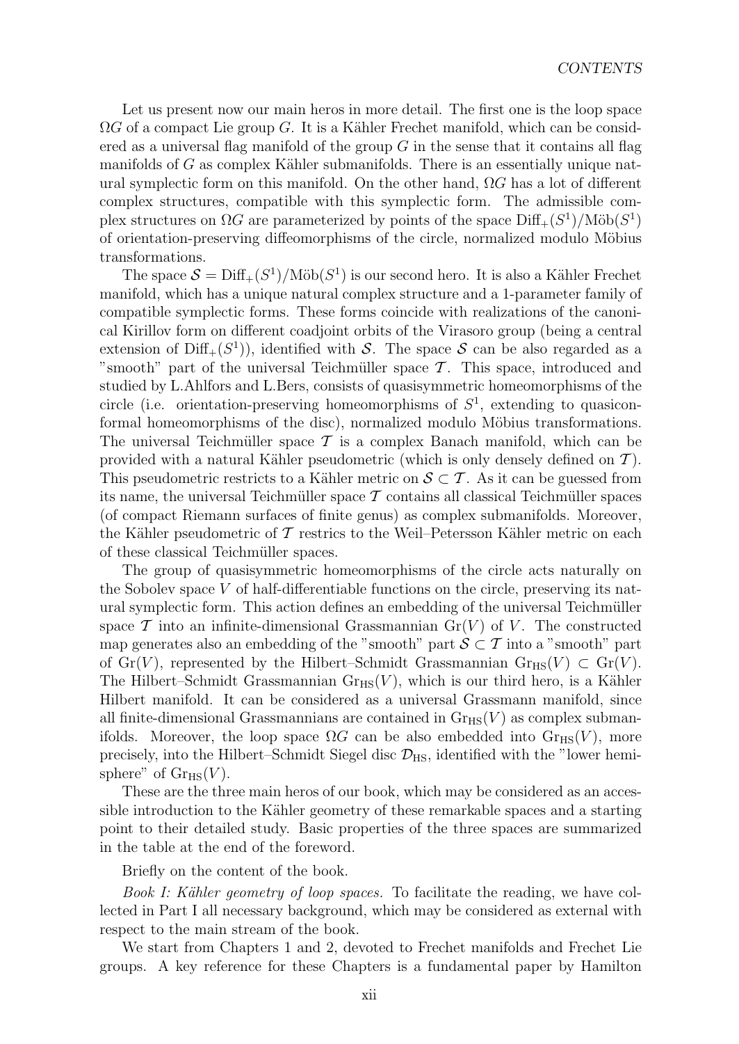Let us present now our main heros in more detail. The first one is the loop space $\Omega G$ of a compact Lie group $G$. It is a Kähler Frechet manifold, which can be considered as a universal flag manifold of the group $G$ in the sense that it contains all flag manifolds of $G$ as complex Kähler submanifolds. There is an essentially unique natural symplectic form on this manifold. On the other hand, $\Omega G$ has a lot of different complex structures, compatible with this symplectic form. The admissible complex structures on $\Omega G$ are parameterized by points of the space $\mathrm{Diff}_+(S^1)/\mathrm{M\ddot{o}b}(S^1)$ of orientation-preserving diffeomorphisms of the circle, normalized modulo Möbius transformations.

The space $\mathcal{S} = \mathrm{Diff}_+(S^1)/\mathrm{M\ddot{o}b}(S^1)$ is our second hero. It is also a Kähler Frechet manifold, which has a unique natural complex structure and a 1-parameter family of compatible symplectic forms. These forms coincide with realizations of the canonical Kirillov form on different coadjoint orbits of the Virasoro group (being a central extension of $\mathrm{Diff}_+(S^1)$), identified with $\mathcal{S}$. The space $\mathcal{S}$ can be also regarded as a "smooth" part of the universal Teichmüller space $\mathcal{T}$. This space, introduced and studied by L.Ahlfors and L.Bers, consists of quasisymmetric homeomorphisms of the circle (i.e. orientation-preserving homeomorphisms of $S^1$, extending to quasiconformal homeomorphisms of the disc), normalized modulo Möbius transformations. The universal Teichmüller space $\mathcal{T}$ is a complex Banach manifold, which can be provided with a natural Kähler pseudometric (which is only densely defined on $\mathcal{T}$). This pseudometric restricts to a Kähler metric on $\mathcal{S} \subset \mathcal{T}$. As it can be guessed from its name, the universal Teichmüller space $\mathcal{T}$ contains all classical Teichmüller spaces (of compact Riemann surfaces of finite genus) as complex submanifolds. Moreover, the Kähler pseudometric of $\mathcal{T}$ restrics to the Weil–Petersson Kähler metric on each of these classical Teichmüller spaces.

The group of quasisymmetric homeomorphisms of the circle acts naturally on the Sobolev space $V$ of half-differentiable functions on the circle, preserving its natural symplectic form. This action defines an embedding of the universal Teichmüller space $\mathcal{T}$ into an infinite-dimensional Grassmannian $\mathrm{Gr}(V)$ of $V$. The constructed map generates also an embedding of the "smooth" part $\mathcal{S} \subset \mathcal{T}$ into a "smooth" part of $\mathrm{Gr}(V)$, represented by the Hilbert–Schmidt Grassmannian $\mathrm{Gr}_{\mathrm{HS}}(V) \subset \mathrm{Gr}(V)$. The Hilbert–Schmidt Grassmannian $\mathrm{Gr}_{\mathrm{HS}}(V)$, which is our third hero, is a Kähler Hilbert manifold. It can be considered as a universal Grassmann manifold, since all finite-dimensional Grassmannians are contained in $\mathrm{Gr}_{\mathrm{HS}}(V)$ as complex submanifolds. Moreover, the loop space $\Omega G$ can be also embedded into $\mathrm{Gr}_{\mathrm{HS}}(V)$, more precisely, into the Hilbert–Schmidt Siegel disc $\mathcal{D}_{\mathrm{HS}}$, identified with the "lower hemisphere" of $\mathrm{Gr}_{\mathrm{HS}}(V)$.

These are the three main heros of our book, which may be considered as an accessible introduction to the Kähler geometry of these remarkable spaces and a starting point to their detailed study. Basic properties of the three spaces are summarized in the table at the end of the foreword.

Briefly on the content of the book.

*Book I: Kähler geometry of loop spaces.* To facilitate the reading, we have collected in Part I all necessary background, which may be considered as external with respect to the main stream of the book.

We start from Chapters 1 and 2, devoted to Frechet manifolds and Frechet Lie groups. A key reference for these Chapters is a fundamental paper by Hamilton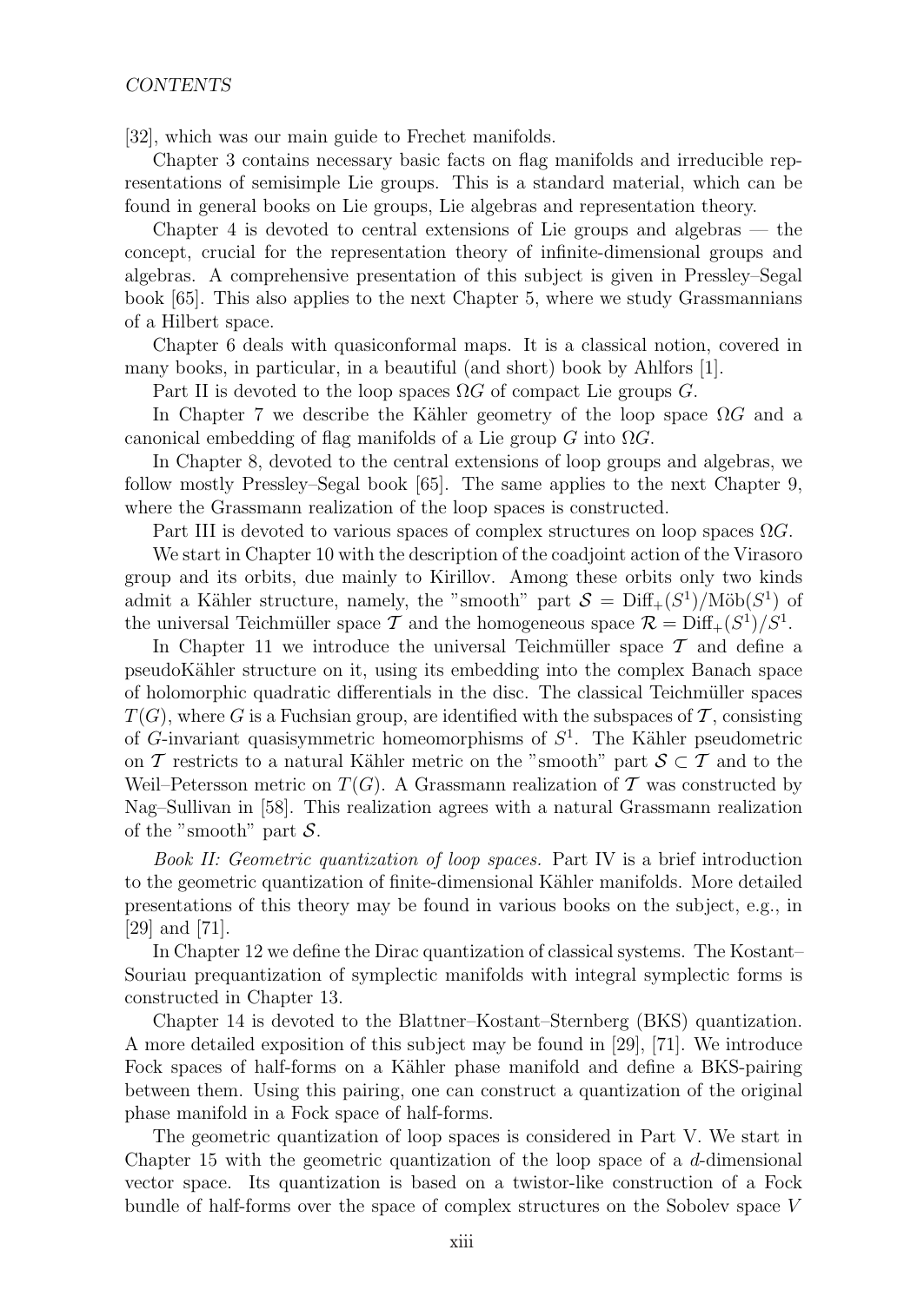[32], which was our main guide to Frechet manifolds.

Chapter 3 contains necessary basic facts on flag manifolds and irreducible representations of semisimple Lie groups. This is a standard material, which can be found in general books on Lie groups, Lie algebras and representation theory.

Chapter 4 is devoted to central extensions of Lie groups and algebras — the concept, crucial for the representation theory of infinite-dimensional groups and algebras. A comprehensive presentation of this subject is given in Pressley–Segal book [65]. This also applies to the next Chapter 5, where we study Grassmannians of a Hilbert space.

Chapter 6 deals with quasiconformal maps. It is a classical notion, covered in many books, in particular, in a beautiful (and short) book by Ahlfors [1].

Part II is devoted to the loop spaces $\Omega G$ of compact Lie groups $G$.

In Chapter 7 we describe the Kähler geometry of the loop space $\Omega G$ and a canonical embedding of flag manifolds of a Lie group $G$ into $\Omega G$.

In Chapter 8, devoted to the central extensions of loop groups and algebras, we follow mostly Pressley–Segal book [65]. The same applies to the next Chapter 9, where the Grassmann realization of the loop spaces is constructed.

Part III is devoted to various spaces of complex structures on loop spaces $\Omega G$.

We start in Chapter 10 with the description of the coadjoint action of the Virasoro group and its orbits, due mainly to Kirillov. Among these orbits only two kinds admit a Kähler structure, namely, the "smooth" part $\mathcal{S} = \mathrm{Diff}_+(S^1)/\mathrm{Möb}(S^1)$ of the universal Teichmüller space $\mathcal{T}$ and the homogeneous space $\mathcal{R} = \mathrm{Diff}_+(S^1)/S^1$.

In Chapter 11 we introduce the universal Teichmüller space $\mathcal{T}$ and define a pseudoKähler structure on it, using its embedding into the complex Banach space of holomorphic quadratic differentials in the disc. The classical Teichmüller spaces $T(G)$, where $G$ is a Fuchsian group, are identified with the subspaces of $\mathcal{T}$, consisting of $G$-invariant quasisymmetric homeomorphisms of $S^1$. The Kähler pseudometric on $\mathcal{T}$ restricts to a natural Kähler metric on the "smooth" part $\mathcal{S} \subset \mathcal{T}$ and to the Weil–Petersson metric on $T(G)$. A Grassmann realization of $\mathcal{T}$ was constructed by Nag–Sullivan in [58]. This realization agrees with a natural Grassmann realization of the "smooth" part $\mathcal{S}$.

*Book II: Geometric quantization of loop spaces.* Part IV is a brief introduction to the geometric quantization of finite-dimensional Kähler manifolds. More detailed presentations of this theory may be found in various books on the subject, e.g., in [29] and [71].

In Chapter 12 we define the Dirac quantization of classical systems. The Kostant–Souriau prequantization of symplectic manifolds with integral symplectic forms is constructed in Chapter 13.

Chapter 14 is devoted to the Blattner–Kostant–Sternberg (BKS) quantization. A more detailed exposition of this subject may be found in [29], [71]. We introduce Fock spaces of half-forms on a Kähler phase manifold and define a BKS-pairing between them. Using this pairing, one can construct a quantization of the original phase manifold in a Fock space of half-forms.

The geometric quantization of loop spaces is considered in Part V. We start in Chapter 15 with the geometric quantization of the loop space of a $d$-dimensional vector space. Its quantization is based on a twistor-like construction of a Fock bundle of half-forms over the space of complex structures on the Sobolev space $V$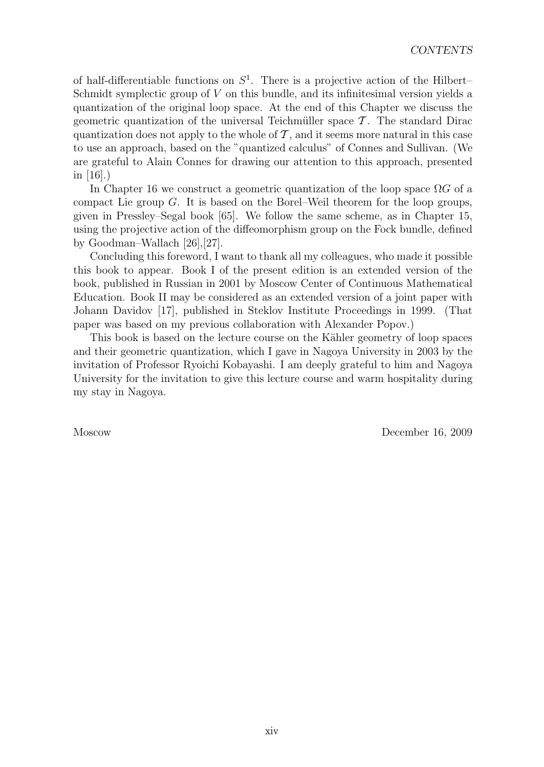of half-differentiable functions on $S^1$. There is a projective action of the Hilbert–Schmidt symplectic group of $V$ on this bundle, and its infinitesimal version yields a quantization of the original loop space. At the end of this Chapter we discuss the geometric quantization of the universal Teichmüller space $\mathcal{T}$. The standard Dirac quantization does not apply to the whole of $\mathcal{T}$, and it seems more natural in this case to use an approach, based on the "quantized calculus" of Connes and Sullivan. (We are grateful to Alain Connes for drawing our attention to this approach, presented in [16].)

In Chapter 16 we construct a geometric quantization of the loop space $\Omega G$ of a compact Lie group $G$. It is based on the Borel–Weil theorem for the loop groups, given in Pressley–Segal book [65]. We follow the same scheme, as in Chapter 15, using the projective action of the diffeomorphism group on the Fock bundle, defined by Goodman–Wallach [26],[27].

Concluding this foreword, I want to thank all my colleagues, who made it possible this book to appear. Book I of the present edition is an extended version of the book, published in Russian in 2001 by Moscow Center of Continuous Mathematical Education. Book II may be considered as an extended version of a joint paper with Johann Davidov [17], published in Steklov Institute Proceedings in 1999. (That paper was based on my previous collaboration with Alexander Popov.)

This book is based on the lecture course on the Kähler geometry of loop spaces and their geometric quantization, which I gave in Nagoya University in 2003 by the invitation of Professor Ryoichi Kobayashi. I am deeply grateful to him and Nagoya University for the invitation to give this lecture course and warm hospitality during my stay in Nagoya.

Moscow December 16, 2009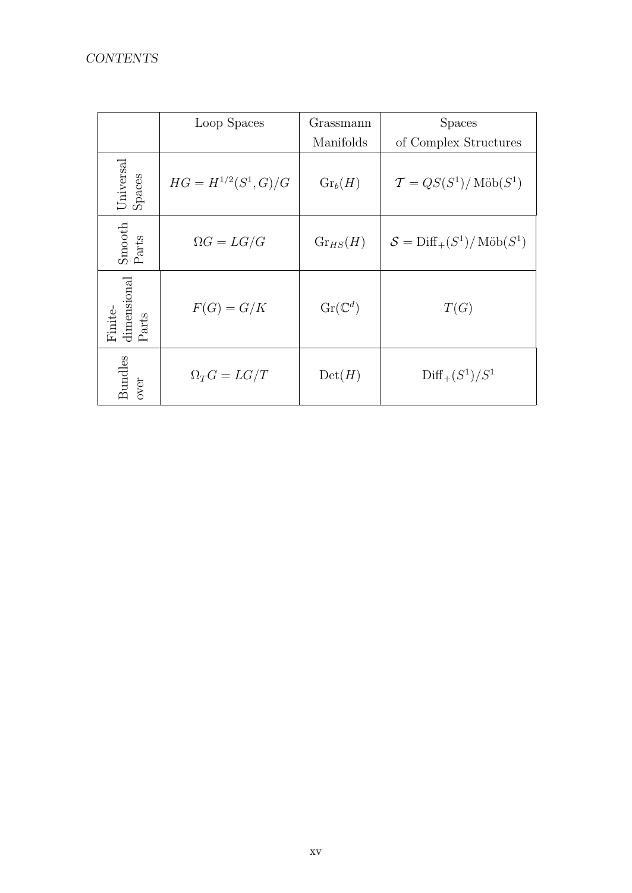| | Loop Spaces | Grassmann Manifolds | Spaces of Complex Structures |
|---|---|---|---|
| Universal Spaces | $HG = H^{1/2}(S^1, G)/G$ | $\mathrm{Gr}_b(H)$ | $\mathcal{T} = QS(S^1)/\,\text{Möb}(S^1)$ |
| Smooth Parts | $\Omega G = LG/G$ | $\mathrm{Gr}_{HS}(H)$ | $\mathcal{S} = \mathrm{Diff}_+(S^1)/\,\text{Möb}(S^1)$ |
| Finite-dimensional Parts | $F(G) = G/K$ | $\mathrm{Gr}(\mathbb{C}^d)$ | $T(G)$ |
| Bundles over | $\Omega_T G = LG/T$ | $\mathrm{Det}(H)$ | $\mathrm{Diff}_+(S^1)/S^1$ |